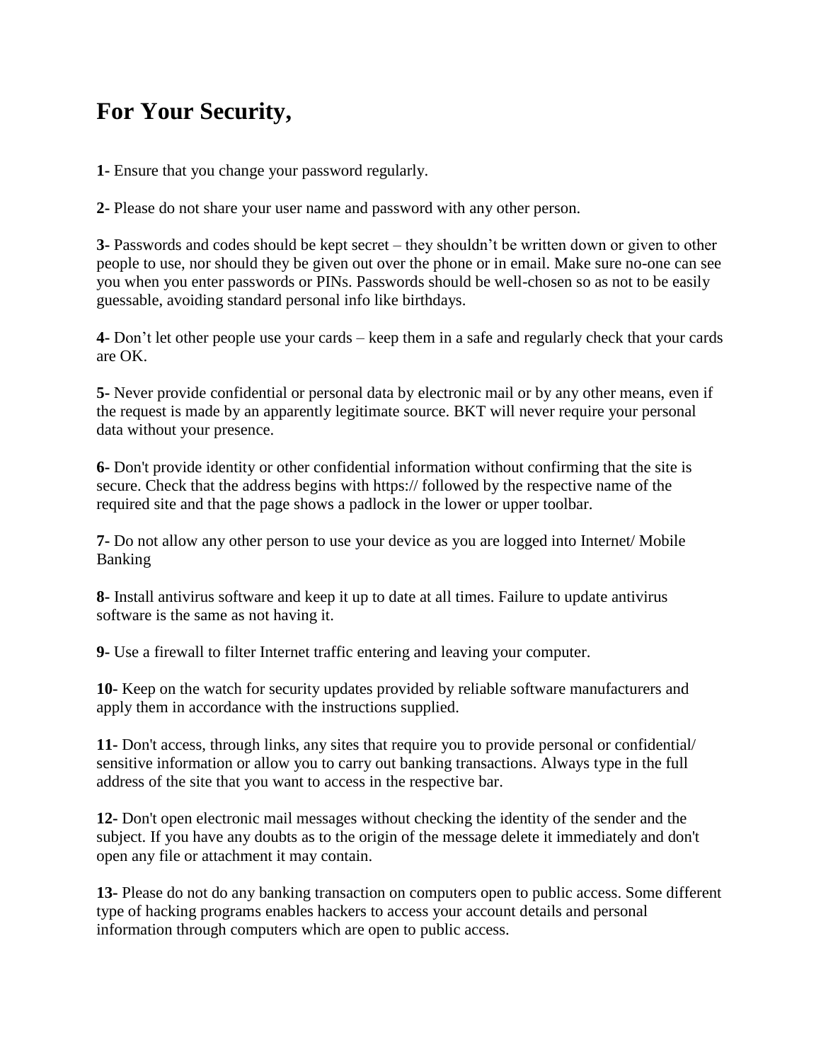# For Your Security,

**1-** Ensure that you change your password regularly.

**2-** Please do not share your user name and password with any other person.

**3-** Passwords and codes should be kept secret – they shouldn't be written down or given to other people to use, nor should they be given out over the phone or in email. Make sure no-one can see you when you enter passwords or PINs. Passwords should be well-chosen so as not to be easily guessable, avoiding standard personal info like birthdays.

**4-** Don't let other people use your cards – keep them in a safe and regularly check that your cards are OK.

**5-** Never provide confidential or personal data by electronic mail or by any other means, even if the request is made by an apparently legitimate source. BKT will never require your personal data without your presence.

**6-** Don't provide identity or other confidential information without confirming that the site is secure. Check that the address begins with https:// followed by the respective name of the required site and that the page shows a padlock in the lower or upper toolbar.

**7-** Do not allow any other person to use your device as you are logged into Internet/ Mobile Banking

**8-** Install antivirus software and keep it up to date at all times. Failure to update antivirus software is the same as not having it.

**9-** Use a firewall to filter Internet traffic entering and leaving your computer.

**10-** Keep on the watch for security updates provided by reliable software manufacturers and apply them in accordance with the instructions supplied.

**11-** Don't access, through links, any sites that require you to provide personal or confidential/ sensitive information or allow you to carry out banking transactions. Always type in the full address of the site that you want to access in the respective bar.

**12-** Don't open electronic mail messages without checking the identity of the sender and the subject. If you have any doubts as to the origin of the message delete it immediately and don't open any file or attachment it may contain.

**13-** Please do not do any banking transaction on computers open to public access. Some different type of hacking programs enables hackers to access your account details and personal information through computers which are open to public access.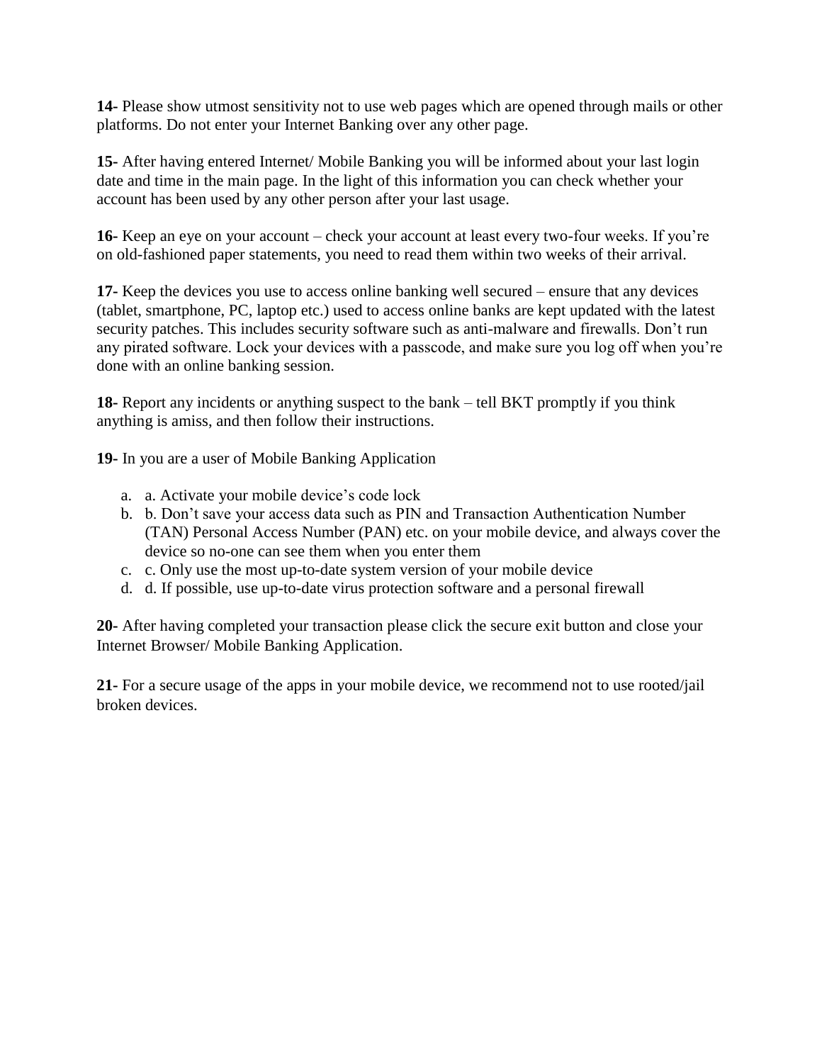**14-** Please show utmost sensitivity not to use web pages which are opened through mails or other platforms. Do not enter your Internet Banking over any other page.

**15-** After having entered Internet/ Mobile Banking you will be informed about your last login date and time in the main page. In the light of this information you can check whether your account has been used by any other person after your last usage.

**16-** Keep an eye on your account – check your account at least every two-four weeks. If you're on old-fashioned paper statements, you need to read them within two weeks of their arrival.

**17-** Keep the devices you use to access online banking well secured – ensure that any devices (tablet, smartphone, PC, laptop etc.) used to access online banks are kept updated with the latest security patches. This includes security software such as anti-malware and firewalls. Don't run any pirated software. Lock your devices with a passcode, and make sure you log off when you're done with an online banking session.

**18-** Report any incidents or anything suspect to the bank – tell BKT promptly if you think anything is amiss, and then follow their instructions.

**19-** In you are a user of Mobile Banking Application

a. a. Activate your mobile device's code lock
b. b. Don't save your access data such as PIN and Transaction Authentication Number (TAN) Personal Access Number (PAN) etc. on your mobile device, and always cover the device so no-one can see them when you enter them
c. c. Only use the most up-to-date system version of your mobile device
d. d. If possible, use up-to-date virus protection software and a personal firewall

**20-** After having completed your transaction please click the secure exit button and close your Internet Browser/ Mobile Banking Application.

**21-** For a secure usage of the apps in your mobile device, we recommend not to use rooted/jail broken devices.